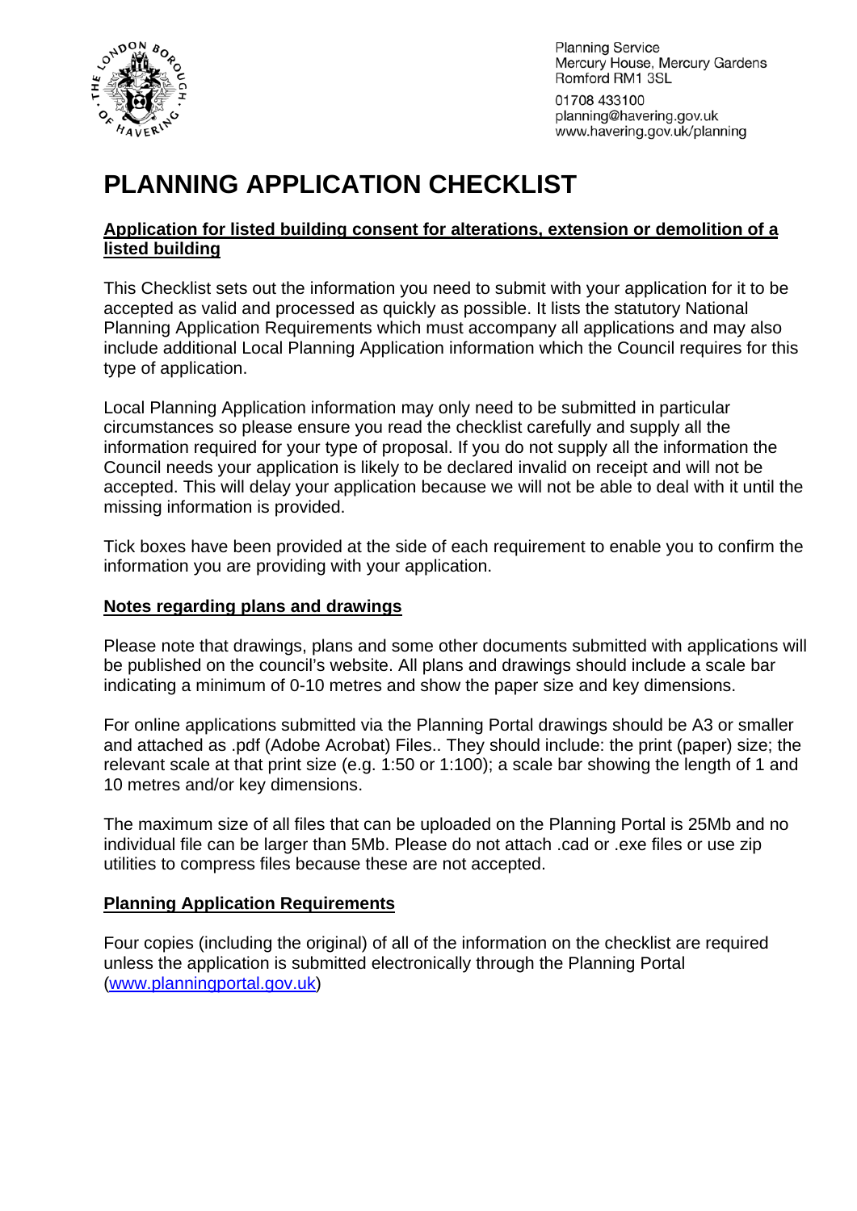Planning Service
Mercury House, Mercury Gardens
Romford RM1 3SL

01708 433100
planning@havering.gov.uk
www.havering.gov.uk/planning

# PLANNING APPLICATION CHECKLIST

## Application for listed building consent for alterations, extension or demolition of a listed building

This Checklist sets out the information you need to submit with your application for it to be accepted as valid and processed as quickly as possible. It lists the statutory National Planning Application Requirements which must accompany all applications and may also include additional Local Planning Application information which the Council requires for this type of application.

Local Planning Application information may only need to be submitted in particular circumstances so please ensure you read the checklist carefully and supply all the information required for your type of proposal. If you do not supply all the information the Council needs your application is likely to be declared invalid on receipt and will not be accepted. This will delay your application because we will not be able to deal with it until the missing information is provided.

Tick boxes have been provided at the side of each requirement to enable you to confirm the information you are providing with your application.

### Notes regarding plans and drawings

Please note that drawings, plans and some other documents submitted with applications will be published on the council's website. All plans and drawings should include a scale bar indicating a minimum of 0-10 metres and show the paper size and key dimensions.

For online applications submitted via the Planning Portal drawings should be A3 or smaller and attached as .pdf (Adobe Acrobat) Files.. They should include: the print (paper) size; the relevant scale at that print size (e.g. 1:50 or 1:100); a scale bar showing the length of 1 and 10 metres and/or key dimensions.

The maximum size of all files that can be uploaded on the Planning Portal is 25Mb and no individual file can be larger than 5Mb. Please do not attach .cad or .exe files or use zip utilities to compress files because these are not accepted.

### Planning Application Requirements

Four copies (including the original) of all of the information on the checklist are required unless the application is submitted electronically through the Planning Portal (www.planningportal.gov.uk)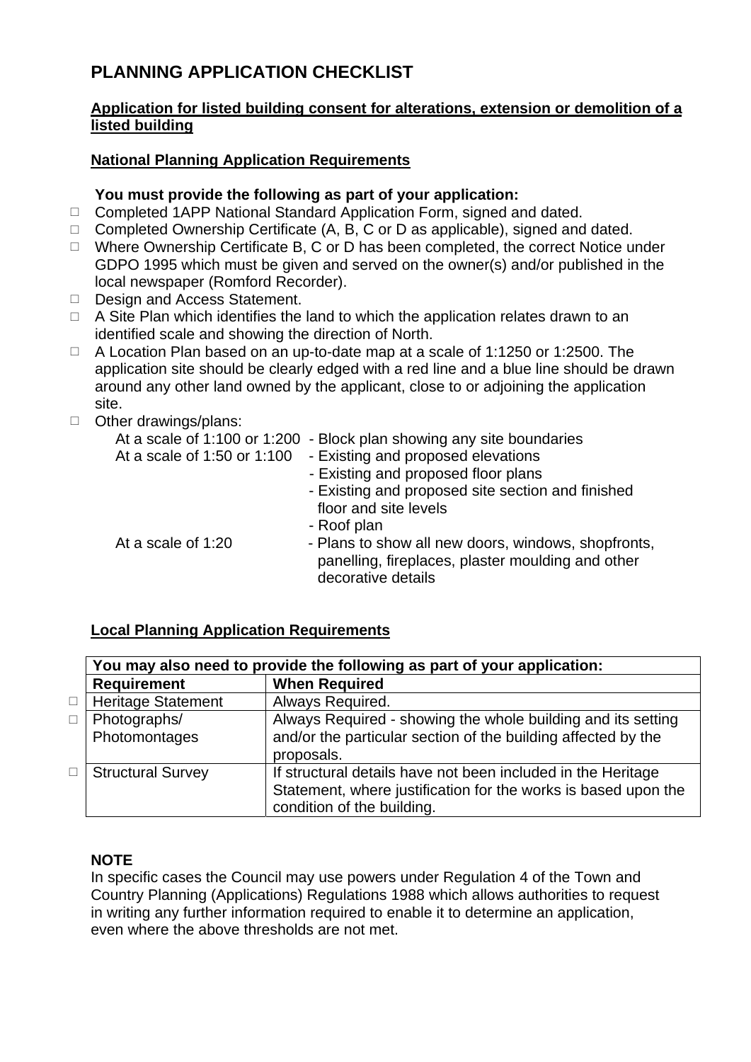# PLANNING APPLICATION CHECKLIST

**Application for listed building consent for alterations, extension or demolition of a listed building**

**National Planning Application Requirements**

**You must provide the following as part of your application:**

- □ Completed 1APP National Standard Application Form, signed and dated.
- □ Completed Ownership Certificate (A, B, C or D as applicable), signed and dated.
- □ Where Ownership Certificate B, C or D has been completed, the correct Notice under GDPO 1995 which must be given and served on the owner(s) and/or published in the local newspaper (Romford Recorder).
- □ Design and Access Statement.
- □ A Site Plan which identifies the land to which the application relates drawn to an identified scale and showing the direction of North.
- □ A Location Plan based on an up-to-date map at a scale of 1:1250 or 1:2500. The application site should be clearly edged with a red line and a blue line should be drawn around any other land owned by the applicant, close to or adjoining the application site.
- □ Other drawings/plans:
  - At a scale of 1:100 or 1:200 - Block plan showing any site boundaries
  - At a scale of 1:50 or 1:100
    - Existing and proposed elevations
    - Existing and proposed floor plans
    - Existing and proposed site section and finished floor and site levels
    - Roof plan
  - At a scale of 1:20 - Plans to show all new doors, windows, shopfronts, panelling, fireplaces, plaster moulding and other decorative details

**Local Planning Application Requirements**

| | You may also need to provide the following as part of your application: | |
|---|---|---|
| | **Requirement** | **When Required** |
| □ | Heritage Statement | Always Required. |
| □ | Photographs/ Photomontages | Always Required - showing the whole building and its setting and/or the particular section of the building affected by the proposals. |
| □ | Structural Survey | If structural details have not been included in the Heritage Statement, where justification for the works is based upon the condition of the building. |

**NOTE**

In specific cases the Council may use powers under Regulation 4 of the Town and Country Planning (Applications) Regulations 1988 which allows authorities to request in writing any further information required to enable it to determine an application, even where the above thresholds are not met.